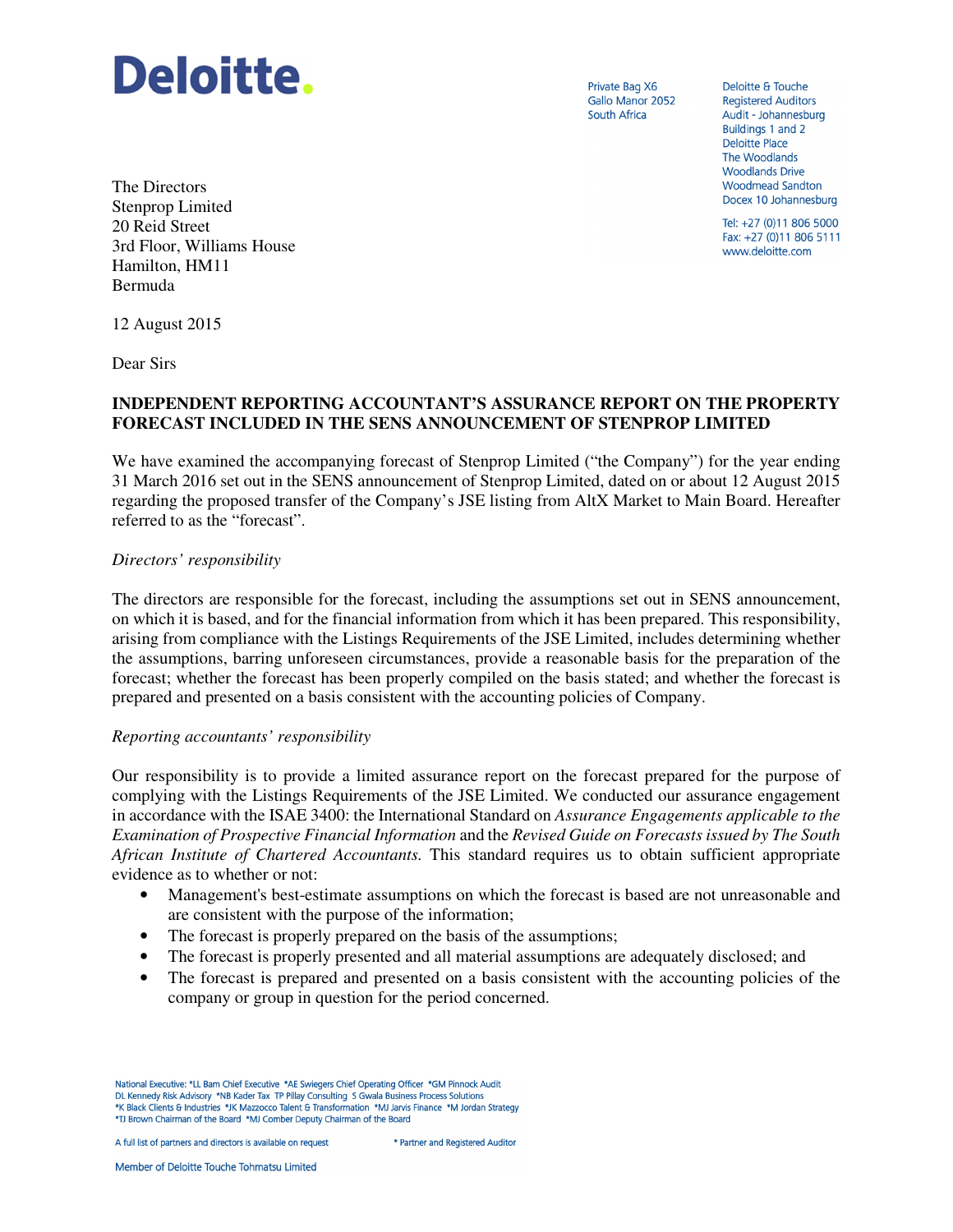Deloitte.

Private Bag X6
Gallo Manor 2052
South Africa

Deloitte & Touche
Registered Auditors
Audit - Johannesburg
Buildings 1 and 2
Deloitte Place
The Woodlands
Woodlands Drive
Woodmead Sandton
Docex 10 Johannesburg

Tel: +27 (0)11 806 5000
Fax: +27 (0)11 806 5111
www.deloitte.com

The Directors
Stenprop Limited
20 Reid Street
3rd Floor, Williams House
Hamilton, HM11
Bermuda

12 August 2015

Dear Sirs

**INDEPENDENT REPORTING ACCOUNTANT'S ASSURANCE REPORT ON THE PROPERTY FORECAST INCLUDED IN THE SENS ANNOUNCEMENT OF STENPROP LIMITED**

We have examined the accompanying forecast of Stenprop Limited ("the Company") for the year ending 31 March 2016 set out in the SENS announcement of Stenprop Limited, dated on or about 12 August 2015 regarding the proposed transfer of the Company's JSE listing from AltX Market to Main Board. Hereafter referred to as the "forecast".

*Directors' responsibility*

The directors are responsible for the forecast, including the assumptions set out in SENS announcement, on which it is based, and for the financial information from which it has been prepared. This responsibility, arising from compliance with the Listings Requirements of the JSE Limited, includes determining whether the assumptions, barring unforeseen circumstances, provide a reasonable basis for the preparation of the forecast; whether the forecast has been properly compiled on the basis stated; and whether the forecast is prepared and presented on a basis consistent with the accounting policies of Company.

*Reporting accountants' responsibility*

Our responsibility is to provide a limited assurance report on the forecast prepared for the purpose of complying with the Listings Requirements of the JSE Limited. We conducted our assurance engagement in accordance with the ISAE 3400: the International Standard on *Assurance Engagements applicable to the Examination of Prospective Financial Information* and the *Revised Guide on Forecasts issued by The South African Institute of Chartered Accountants.* This standard requires us to obtain sufficient appropriate evidence as to whether or not:

- Management's best-estimate assumptions on which the forecast is based are not unreasonable and are consistent with the purpose of the information;
- The forecast is properly prepared on the basis of the assumptions;
- The forecast is properly presented and all material assumptions are adequately disclosed; and
- The forecast is prepared and presented on a basis consistent with the accounting policies of the company or group in question for the period concerned.

National Executive: *LL Bam Chief Executive *AE Swiegers Chief Operating Officer *GM Pinnock Audit
DL Kennedy Risk Advisory *NB Kader Tax TP Pillay Consulting S Gwala Business Process Solutions
*K Black Clients & Industries *JK Mazzocco Talent & Transformation *MJ Jarvis Finance *M Jordan Strategy
*TJ Brown Chairman of the Board *MJ Comber Deputy Chairman of the Board

A full list of partners and directors is available on request * Partner and Registered Auditor

Member of Deloitte Touche Tohmatsu Limited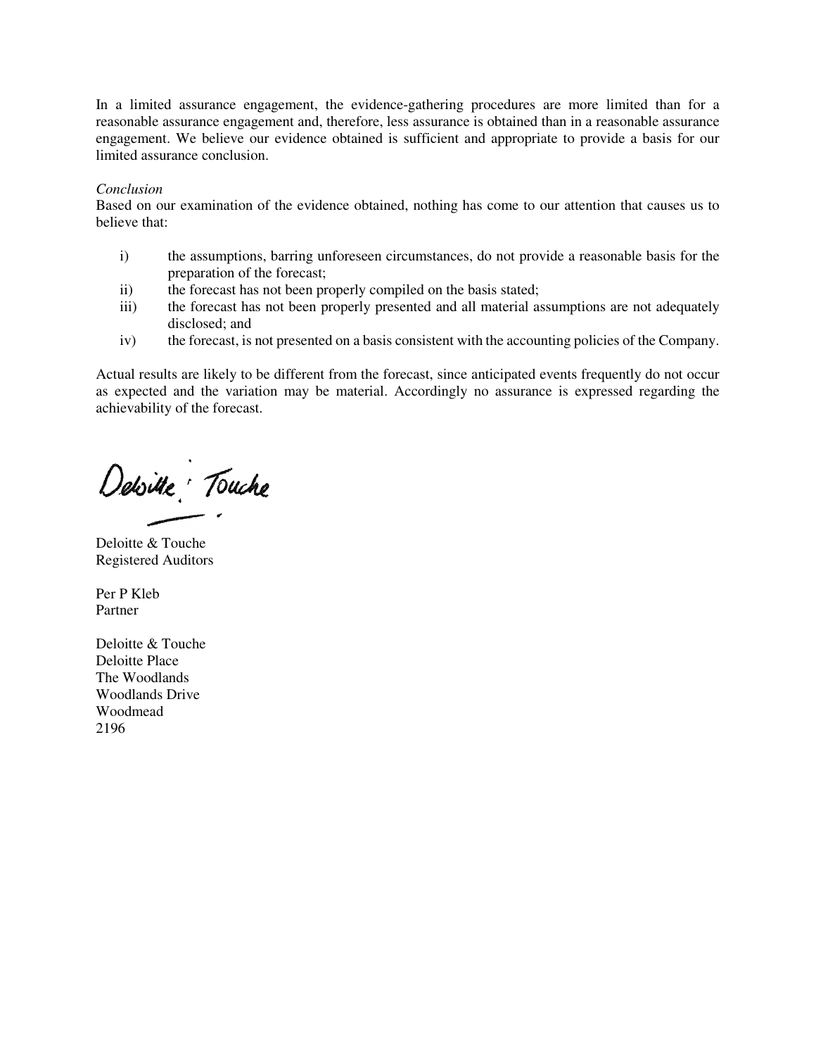In a limited assurance engagement, the evidence-gathering procedures are more limited than for a reasonable assurance engagement and, therefore, less assurance is obtained than in a reasonable assurance engagement. We believe our evidence obtained is sufficient and appropriate to provide a basis for our limited assurance conclusion.

*Conclusion*

Based on our examination of the evidence obtained, nothing has come to our attention that causes us to believe that:

i) the assumptions, barring unforeseen circumstances, do not provide a reasonable basis for the preparation of the forecast;
ii) the forecast has not been properly compiled on the basis stated;
iii) the forecast has not been properly presented and all material assumptions are not adequately disclosed; and
iv) the forecast, is not presented on a basis consistent with the accounting policies of the Company.

Actual results are likely to be different from the forecast, since anticipated events frequently do not occur as expected and the variation may be material. Accordingly no assurance is expressed regarding the achievability of the forecast.

Deloitte & Touche

Deloitte & Touche
Registered Auditors

Per P Kleb
Partner

Deloitte & Touche
Deloitte Place
The Woodlands
Woodlands Drive
Woodmead
2196